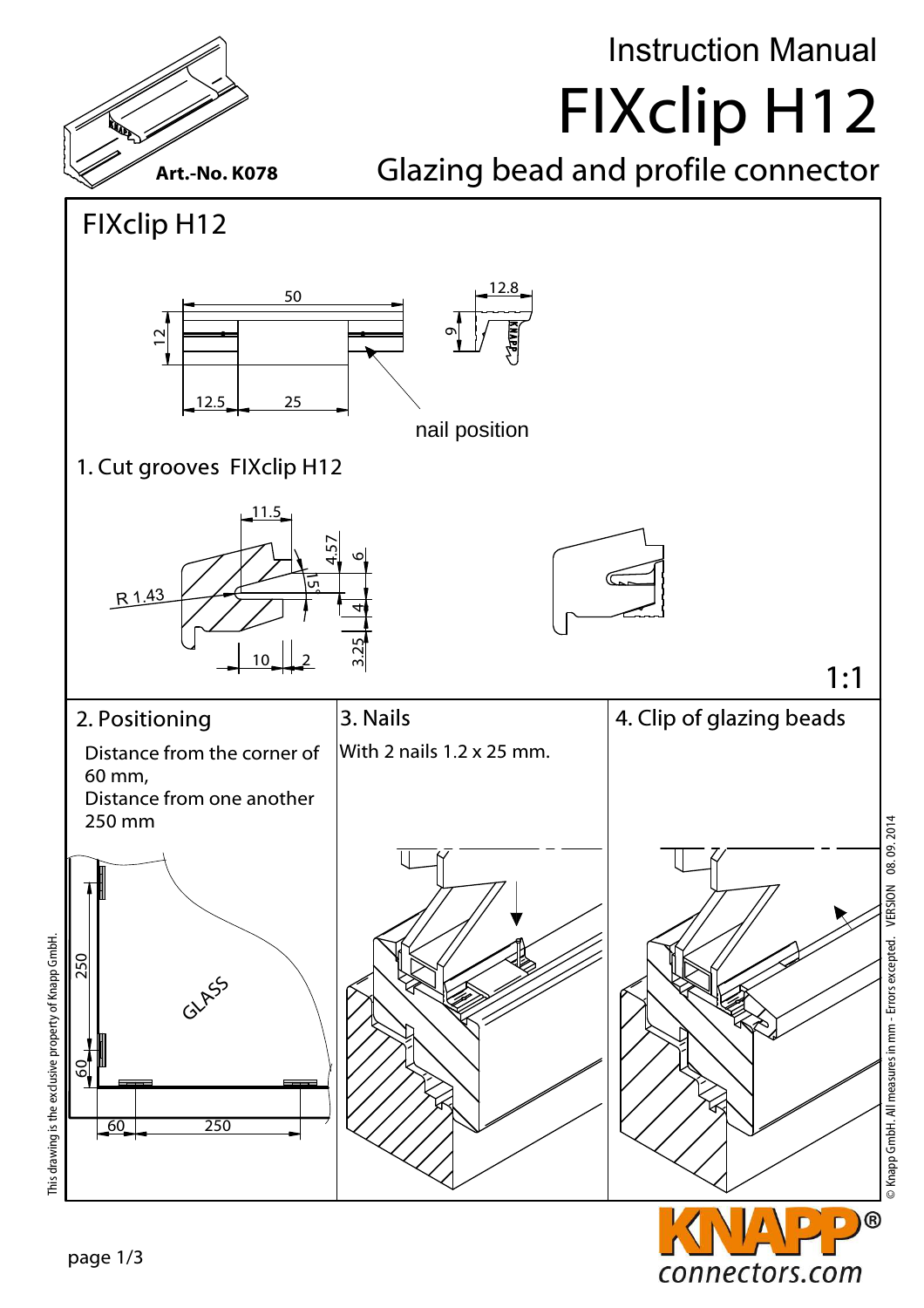# Instruction Manual

# FIXclip H12

## Glazing bead and profile connector

**Art.-No. K078**

## FIXclip H12

50

12

12.5

25

12.8

9

nail position

### 1. Cut grooves FIXclip H12

11.5

4.57

6

15°

R 1.43

4

3.25

10

2

1:1

### 2. Positioning

Distance from the corner of 60 mm,
Distance from one another 250 mm

250

60

GLASS

60

250

### 3. Nails

With 2 nails 1.2 x 25 mm.

### 4. Clip of glazing beads

This drawing is the exclusive property of Knapp GmbH.

© Knapp GmbH. All measures in mm - Errors excepted. VERSION 08. 09. 2014

KNAPP®
connectors.com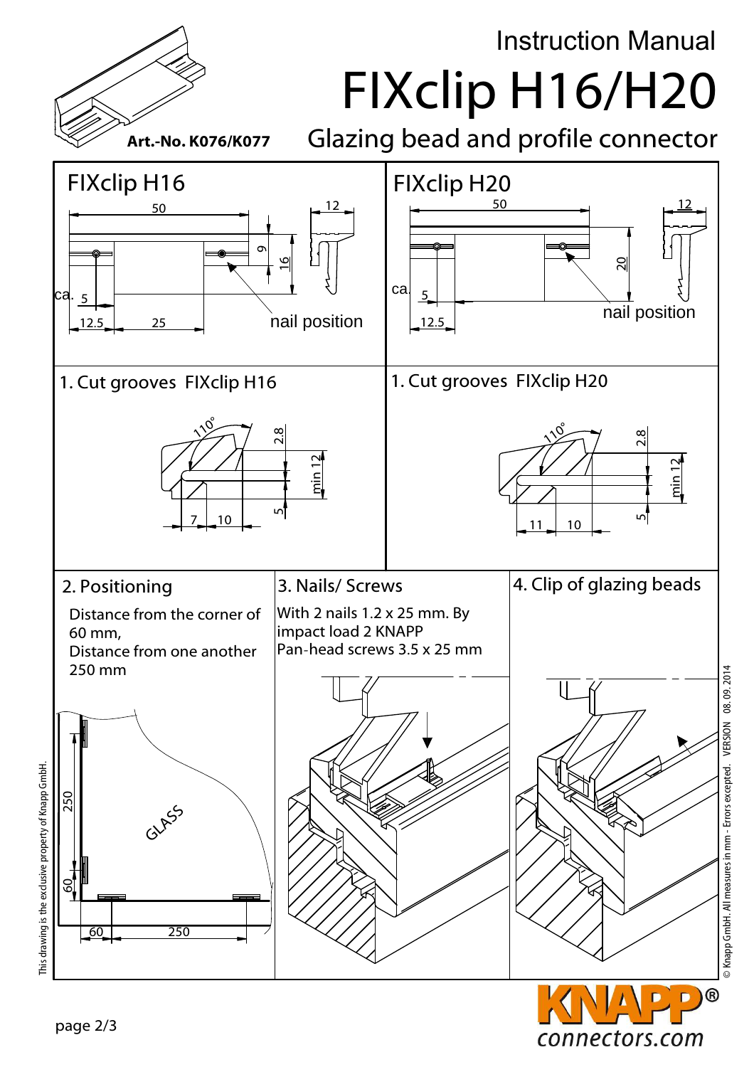# Instruction Manual

# FIXclip H16/H20

## Glazing bead and profile connector

**Art.-No. K076/K077**

## FIXclip H16

50, 12, 9, 16, ca. 5, 12.5, 25

nail position

## FIXclip H20

50, 12, 20, ca. 5, 12.5

nail position

## 1. Cut grooves FIXclip H16

110°, 2.8, min 12, 5, 7, 10

## 1. Cut grooves FIXclip H20

110°, 2.8, min 12, 5, 11, 10

## 2. Positioning

Distance from the corner of 60 mm,
Distance from one another 250 mm

GLASS

250, 60, 60, 250

## 3. Nails/ Screws

With 2 nails 1.2 x 25 mm. By impact load 2 KNAPP Pan-head screws 3.5 x 25 mm

## 4. Clip of glazing beads

This drawing is the exclusive property of Knapp GmbH.

© Knapp GmbH. All measures in mm - Errors excepted. VERSION 08. 09. 2014

KNAPP®
connectors.com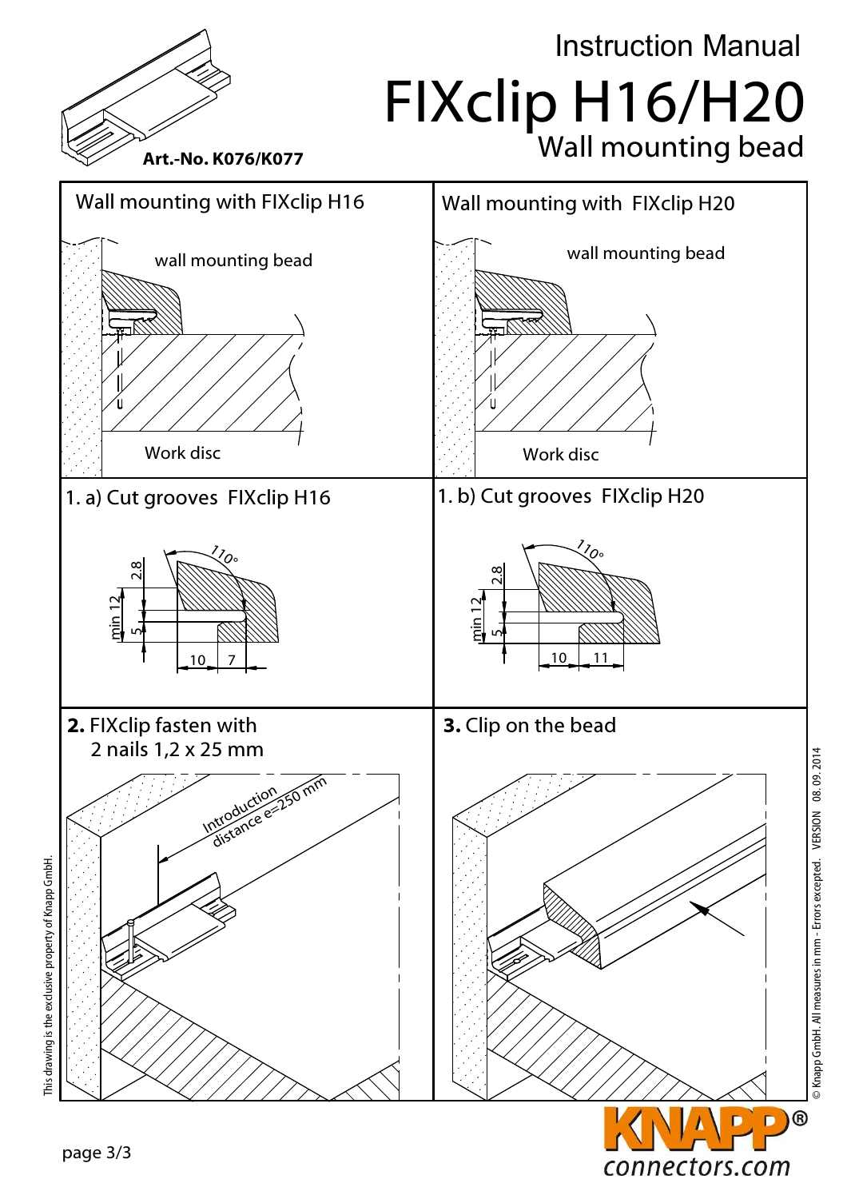# Instruction Manual

# FIXclip H16/H20

## Wall mounting bead

**Art.-No. K076/K077**

### Wall mounting with FIXclip H16

wall mounting bead

Work disc

### Wall mounting with FIXclip H20

wall mounting bead

Work disc

### 1. a) Cut grooves FIXclip H16

110°

2.8

min 12

5

10 7

### 1. b) Cut grooves FIXclip H20

110°

2.8

min 12

5

10 11

### **2.** FIXclip fasten with 2 nails 1,2 x 25 mm

Introduction distance e=250 mm

### **3.** Clip on the bead

This drawing is the exclusive property of Knapp GmbH.

© Knapp GmbH. All measures in mm - Errors excepted. VERSION 08. 09. 2014

KNAPP® connectors.com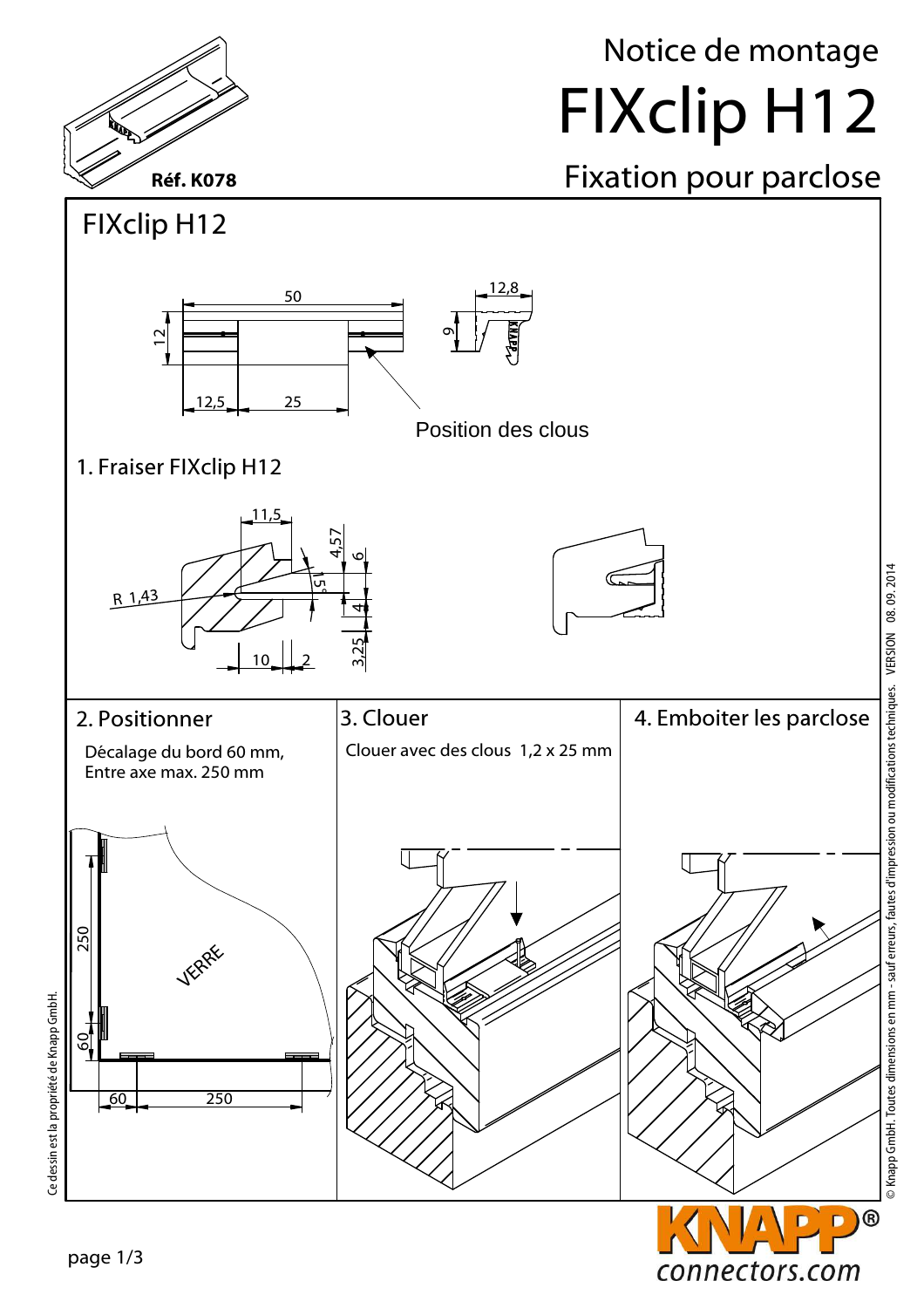# Notice de montage

# FIXclip H12

## Fixation pour parclose

**Réf. K078**

## FIXclip H12

50

12

12,5 25

12,8

9

Position des clous

### 1. Fraiser FIXclip H12

11,5

4,57

6

15°

R 1,43

4

3,25

10 2

### 2. Positionner

Décalage du bord 60 mm,
Entre axe max. 250 mm

250

60

VERRE

60 250

### 3. Clouer

Clouer avec des clous 1,2 x 25 mm

### 4. Emboiter les parclose

Ce dessin est la propriété de Knapp GmbH.

© Knapp GmbH. Toutes dimensions en mm - sauf erreurs, fautes d'impression ou modifications techniques. VERSION 08. 09. 2014

KNAPP®
connectors.com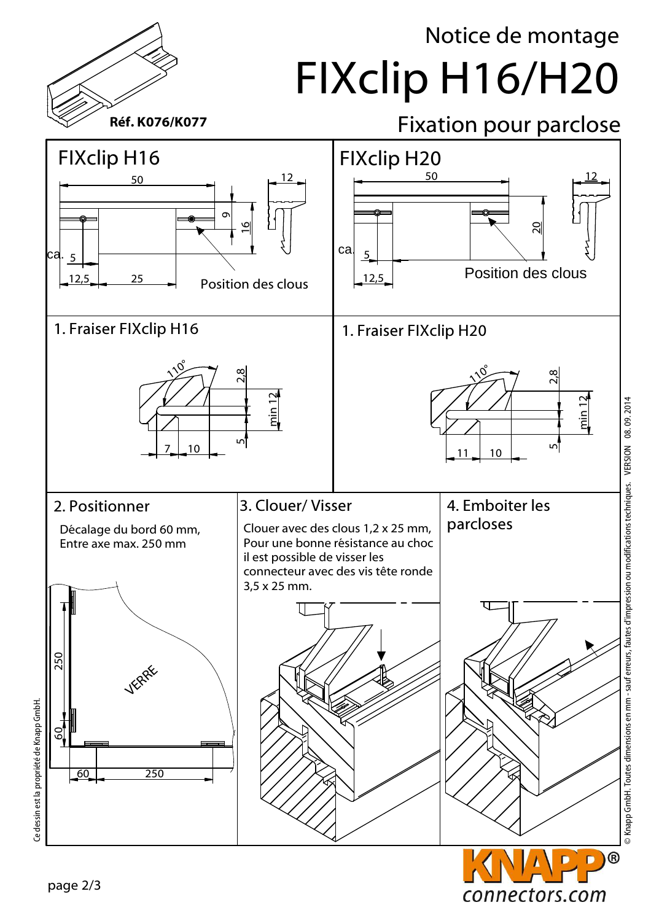# Notice de montage

# FIXclip H16/H20

## Fixation pour parclose

**Réf. K076/K077**

## FIXclip H16

50

12

9

16

ca. 5

12,5

25

Position des clous

## FIXclip H20

50

12

20

ca. 5

12,5

Position des clous

### 1. Fraiser FIXclip H16

110°

2,8

min 12

5

7

10

### 1. Fraiser FIXclip H20

110°

2,8

min 12

5

11

10

### 2. Positionner

Décalage du bord 60 mm,
Entre axe max. 250 mm

250

60

VERRE

60

250

### 3. Clouer/ Visser

Clouer avec des clous 1,2 x 25 mm, Pour une bonne résistance au choc il est possible de visser les connecteur avec des vis tête ronde 3,5 x 25 mm.

### 4. Emboiter les parcloses

Ce dessin est la propriété de Knapp GmbH.

© Knapp GmbH. Toutes dimensions en mm - sauf erreurs, fautes d'impression ou modifications techniques. VERSION 08. 09. 2014

KNAPP®
connectors.com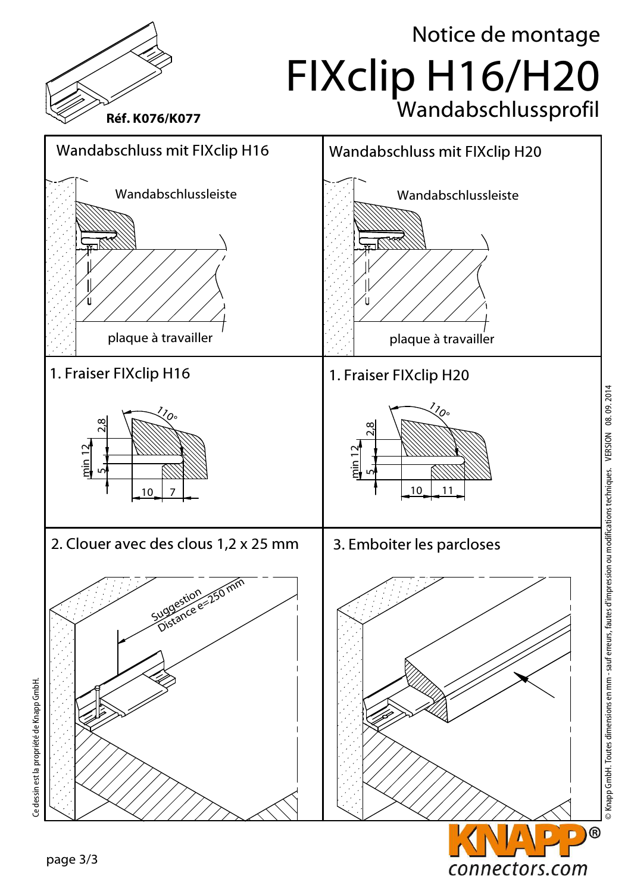# Notice de montage

# FIXclip H16/H20

## Wandabschlussprofil

**Réf. K076/K077**

## Wandabschluss mit FIXclip H16

Wandabschlussleiste

plaque à travailler

## Wandabschluss mit FIXclip H20

Wandabschlussleiste

plaque à travailler

## 1. Fraiser FIXclip H16

110°

2,8

min 12

5

10 7

## 1. Fraiser FIXclip H20

110°

2,8

min 12

5

10 11

## 2. Clouer avec des clous 1,2 x 25 mm

Suggestion
Distance e=250 mm

## 3. Emboiter les parcloses

Ce dessin est la propriété de Knapp GmbH.

© Knapp GmbH. Toutes dimensions en mm - sauf erreurs, fautes d'impression ou modifications techniques. VERSION 08. 09. 2014

KNAPP®
connectors.com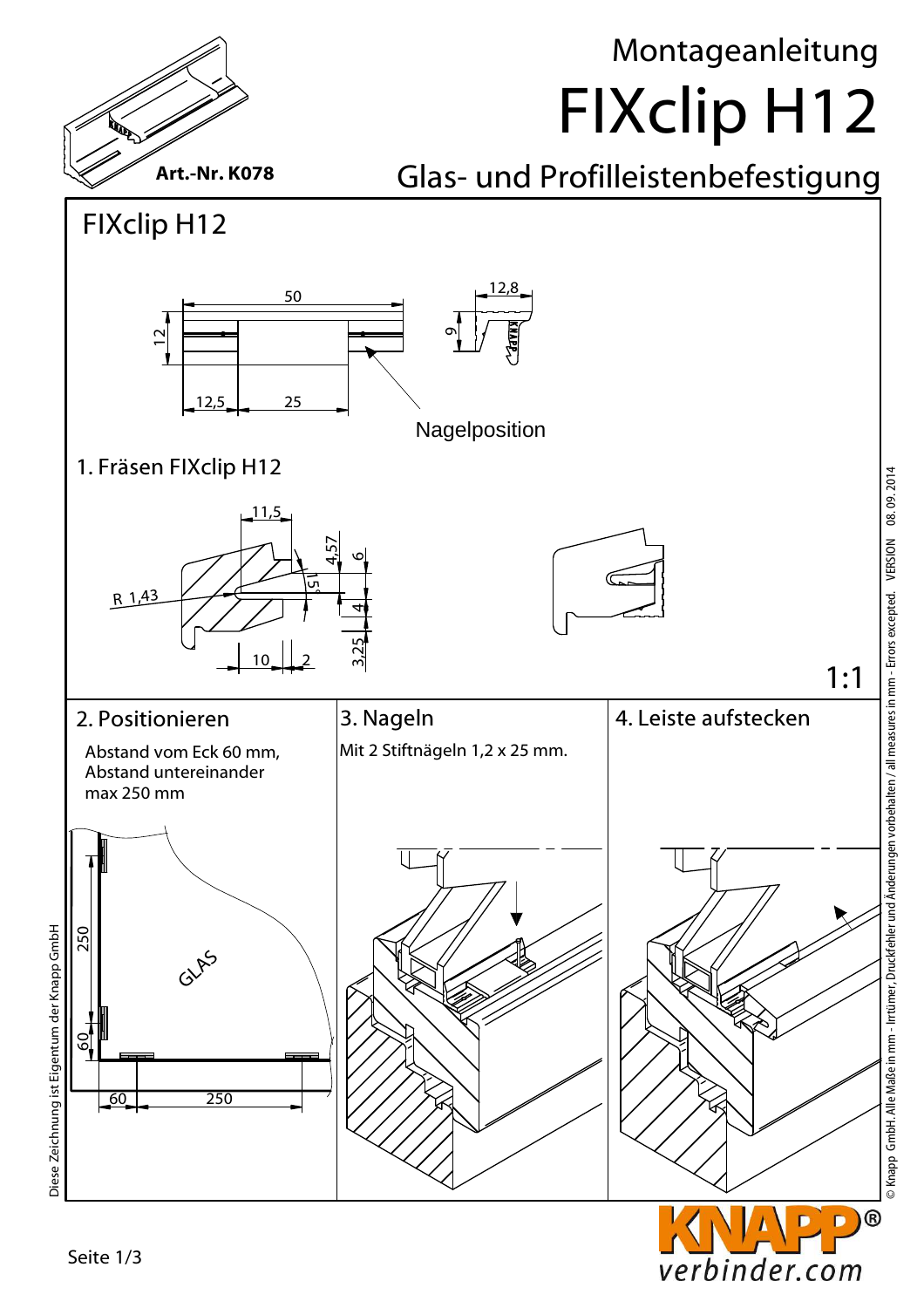# Montageanleitung

# FIXclip H12

**Art.-Nr. K078**

## Glas- und Profilleistenbefestigung

## FIXclip H12

50

12

12,5 25

12,8

9

Nagelposition

### 1. Fräsen FIXclip H12

11,5

R 1,43

4,57

6

15°

4

3,25

10 2

1:1

### 2. Positionieren

Abstand vom Eck 60 mm,
Abstand untereinander
max 250 mm

GLAS

250

60

60 250

### 3. Nageln

Mit 2 Stiftnägeln 1,2 x 25 mm.

### 4. Leiste aufstecken

Diese Zeichnung ist Eigentum der Knapp GmbH

© Knapp GmbH. Alle Maße in mm - Irrtümer, Druckfehler und Änderungen vorbehalten / all measures in mm - Errors excepted. VERSION 08. 09. 2014

KNAPP®
verbinder.com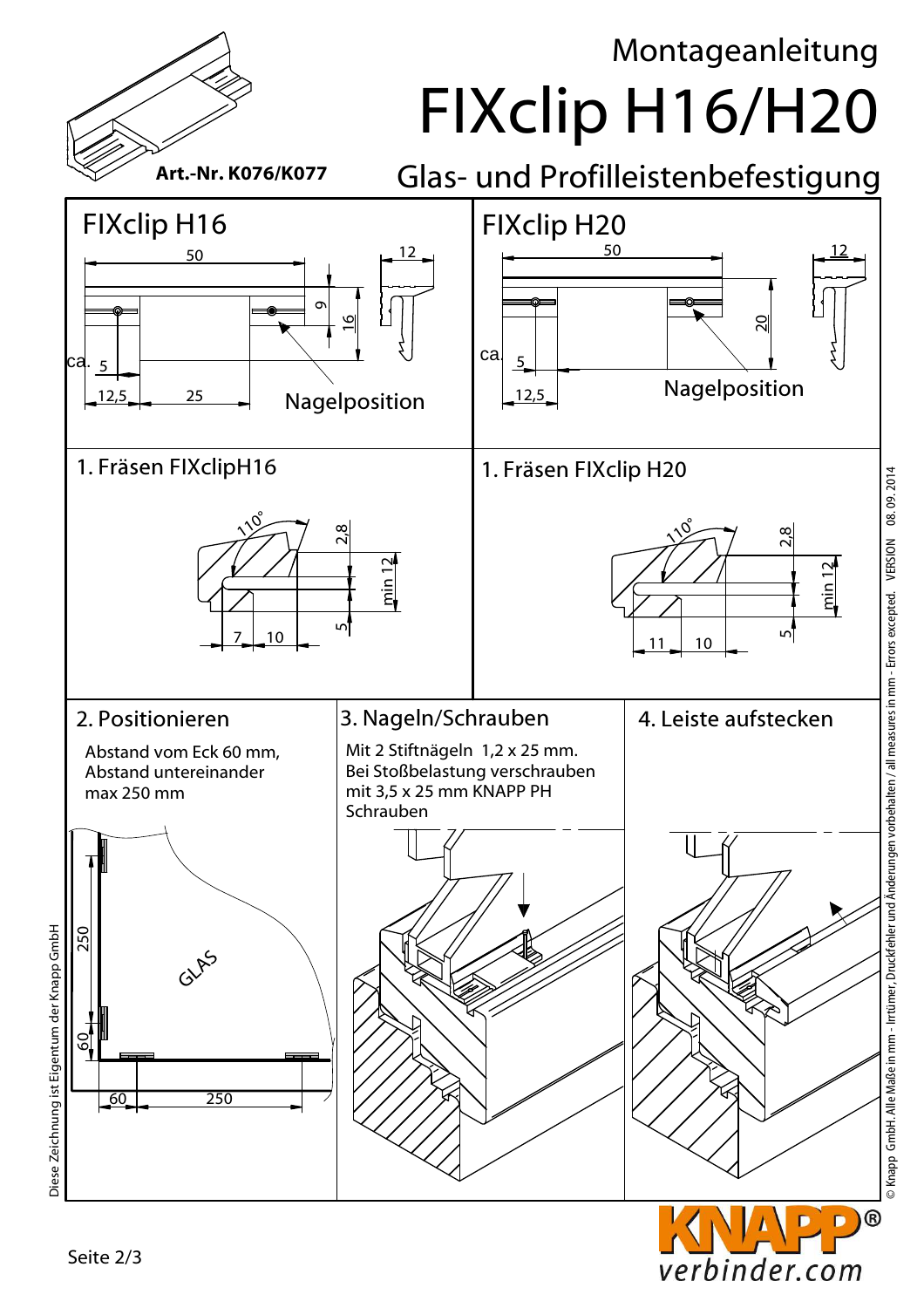# Montageanleitung

# FIXclip H16/H20

**Art.-Nr. K076/K077**

## Glas- und Profilleistenbefestigung

### FIXclip H16

50, 12, 9, 16, ca. 5, 12,5, 25

Nagelposition

### FIXclip H20

50, 12, 20, ca. 5, 12,5

Nagelposition

### 1. Fräsen FIXclipH16

110°, 2,8, min 12, 5, 7, 10

### 1. Fräsen FIXclip H20

110°, 2,8, min 12, 5, 11, 10

### 2. Positionieren

Abstand vom Eck 60 mm,
Abstand untereinander
max 250 mm

250, 60, GLAS, 60, 250

### 3. Nageln/Schrauben

Mit 2 Stiftnägeln 1,2 x 25 mm.
Bei Stoßbelastung verschrauben
mit 3,5 x 25 mm KNAPP PH
Schrauben

### 4. Leiste aufstecken

Diese Zeichnung ist Eigentum der Knapp GmbH

© Knapp GmbH. Alle Maße in mm - Irrtümer, Druckfehler und Änderungen vorbehalten / all measures in mm - Errors excepted. VERSION 08. 09. 2014

KNAPP® verbinder.com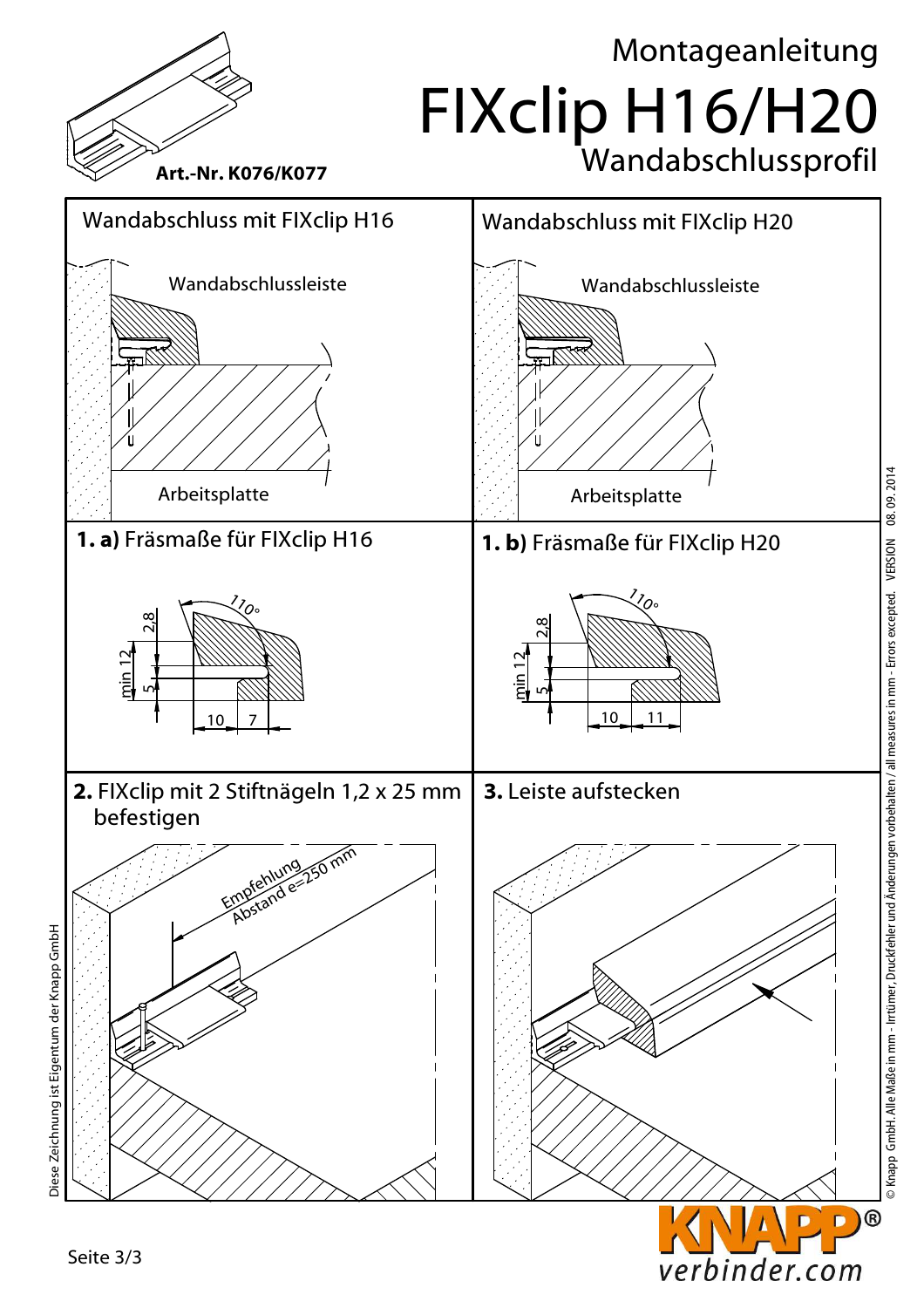# Montageanleitung

# FIXclip H16/H20

## Wandabschlussprofil

**Art.-Nr. K076/K077**

### Wandabschluss mit FIXclip H16

Wandabschlussleiste

Arbeitsplatte

### Wandabschluss mit FIXclip H20

Wandabschlussleiste

Arbeitsplatte

### 1. a) Fräsmaße für FIXclip H16

110°

2,8

min 12

5

10

7

### 1. b) Fräsmaße für FIXclip H20

110°

2,8

min 12

5

10

11

### 2. FIXclip mit 2 Stiftnägeln 1,2 x 25 mm befestigen

Empfehlung Abstand e=250 mm

### 3. Leiste aufstecken

Diese Zeichnung ist Eigentum der Knapp GmbH

© Knapp GmbH. Alle Maße in mm - Irrtümer, Druckfehler und Änderungen vorbehalten / all measures in mm - Errors excepted. VERSION 08. 09. 2014

KNAPP®
verbinder.com